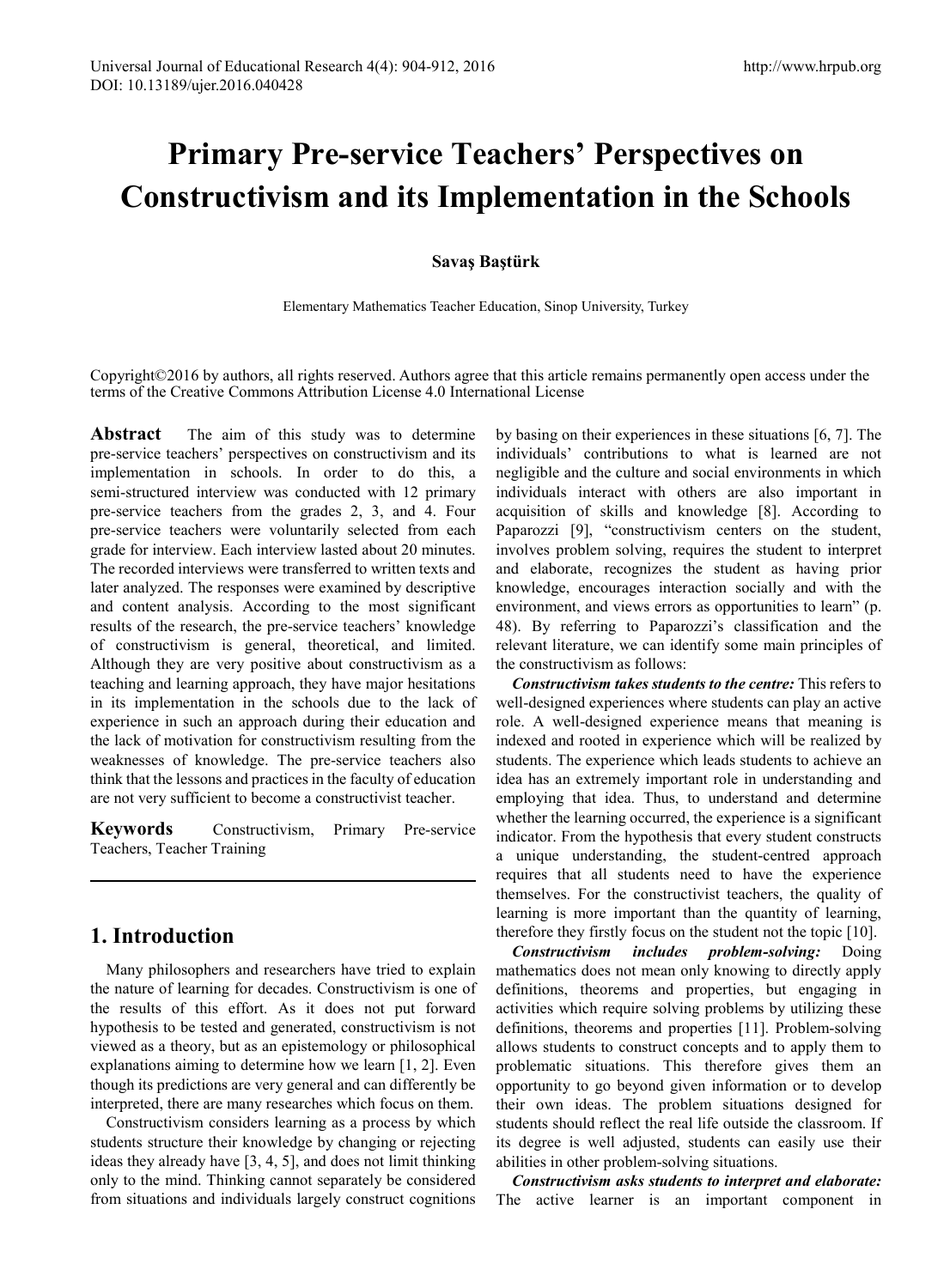# Primary Pre-service Teachers' Perspectives on Constructivism and its Implementation in the Schools

**Savaş Baştürk**

Elementary Mathematics Teacher Education, Sinop University, Turkey

Copyright©2016 by authors, all rights reserved. Authors agree that this article remains permanently open access under the terms of the Creative Commons Attribution License 4.0 International License

**Abstract** The aim of this study was to determine pre-service teachers' perspectives on constructivism and its implementation in schools. In order to do this, a semi-structured interview was conducted with 12 primary pre-service teachers from the grades 2, 3, and 4. Four pre-service teachers were voluntarily selected from each grade for interview. Each interview lasted about 20 minutes. The recorded interviews were transferred to written texts and later analyzed. The responses were examined by descriptive and content analysis. According to the most significant results of the research, the pre-service teachers' knowledge of constructivism is general, theoretical, and limited. Although they are very positive about constructivism as a teaching and learning approach, they have major hesitations in its implementation in the schools due to the lack of experience in such an approach during their education and the lack of motivation for constructivism resulting from the weaknesses of knowledge. The pre-service teachers also think that the lessons and practices in the faculty of education are not very sufficient to become a constructivist teacher.

**Keywords** Constructivism, Primary Pre-service Teachers, Teacher Training

## 1. Introduction

Many philosophers and researchers have tried to explain the nature of learning for decades. Constructivism is one of the results of this effort. As it does not put forward hypothesis to be tested and generated, constructivism is not viewed as a theory, but as an epistemology or philosophical explanations aiming to determine how we learn [1, 2]. Even though its predictions are very general and can differently be interpreted, there are many researches which focus on them.

Constructivism considers learning as a process by which students structure their knowledge by changing or rejecting ideas they already have [3, 4, 5], and does not limit thinking only to the mind. Thinking cannot separately be considered from situations and individuals largely construct cognitions by basing on their experiences in these situations [6, 7]. The individuals' contributions to what is learned are not negligible and the culture and social environments in which individuals interact with others are also important in acquisition of skills and knowledge [8]. According to Paparozzi [9], "constructivism centers on the student, involves problem solving, requires the student to interpret and elaborate, recognizes the student as having prior knowledge, encourages interaction socially and with the environment, and views errors as opportunities to learn" (p. 48). By referring to Paparozzi's classification and the relevant literature, we can identify some main principles of the constructivism as follows:

***Constructivism takes students to the centre:*** This refers to well-designed experiences where students can play an active role. A well-designed experience means that meaning is indexed and rooted in experience which will be realized by students. The experience which leads students to achieve an idea has an extremely important role in understanding and employing that idea. Thus, to understand and determine whether the learning occurred, the experience is a significant indicator. From the hypothesis that every student constructs a unique understanding, the student-centred approach requires that all students need to have the experience themselves. For the constructivist teachers, the quality of learning is more important than the quantity of learning, therefore they firstly focus on the student not the topic [10].

***Constructivism includes problem-solving:*** Doing mathematics does not mean only knowing to directly apply definitions, theorems and properties, but engaging in activities which require solving problems by utilizing these definitions, theorems and properties [11]. Problem-solving allows students to construct concepts and to apply them to problematic situations. This therefore gives them an opportunity to go beyond given information or to develop their own ideas. The problem situations designed for students should reflect the real life outside the classroom. If its degree is well adjusted, students can easily use their abilities in other problem-solving situations.

***Constructivism asks students to interpret and elaborate:*** The active learner is an important component in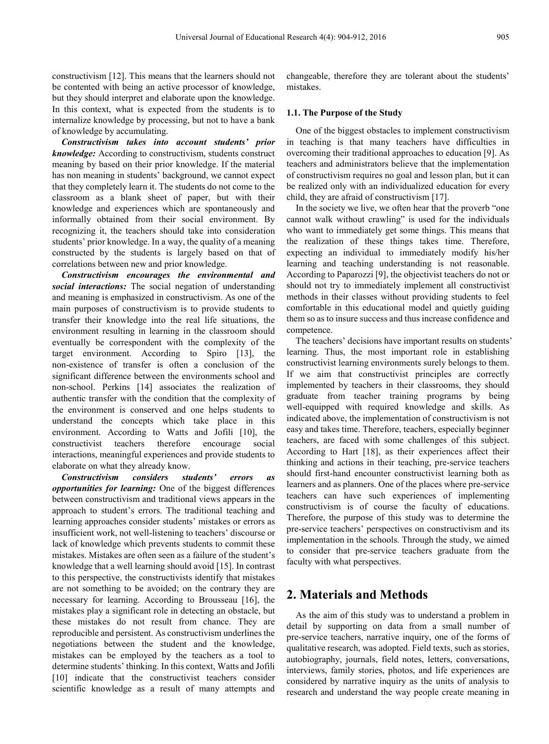constructivism [12]. This means that the learners should not be contented with being an active processor of knowledge, but they should interpret and elaborate upon the knowledge. In this context, what is expected from the students is to internalize knowledge by processing, but not to have a bank of knowledge by accumulating.

***Constructivism takes into account students' prior knowledge:*** According to constructivism, students construct meaning by based on their prior knowledge. If the material has non meaning in students' background, we cannot expect that they completely learn it. The students do not come to the classroom as a blank sheet of paper, but with their knowledge and experiences which are spontaneously and informally obtained from their social environment. By recognizing it, the teachers should take into consideration students' prior knowledge. In a way, the quality of a meaning constructed by the students is largely based on that of correlations between new and prior knowledge.

***Constructivism encourages the environmental and social interactions:*** The social negation of understanding and meaning is emphasized in constructivism. As one of the main purposes of constructivism is to provide students to transfer their knowledge into the real life situations, the environment resulting in learning in the classroom should eventually be correspondent with the complexity of the target environment. According to Spiro [13], the non-existence of transfer is often a conclusion of the significant difference between the environments school and non-school. Perkins [14] associates the realization of authentic transfer with the condition that the complexity of the environment is conserved and one helps students to understand the concepts which take place in this environment. According to Watts and Jofili [10], the constructivist teachers therefore encourage social interactions, meaningful experiences and provide students to elaborate on what they already know.

***Constructivism considers students' errors as opportunities for learning:*** One of the biggest differences between constructivism and traditional views appears in the approach to student's errors. The traditional teaching and learning approaches consider students' mistakes or errors as insufficient work, not well-listening to teachers' discourse or lack of knowledge which prevents students to commit these mistakes. Mistakes are often seen as a failure of the student's knowledge that a well learning should avoid [15]. In contrast to this perspective, the constructivists identify that mistakes are not something to be avoided; on the contrary they are necessary for learning. According to Brousseau [16], the mistakes play a significant role in detecting an obstacle, but these mistakes do not result from chance. They are reproducible and persistent. As constructivism underlines the negotiations between the student and the knowledge, mistakes can be employed by the teachers as a tool to determine students' thinking. In this context, Watts and Jofili [10] indicate that the constructivist teachers consider scientific knowledge as a result of many attempts and changeable, therefore they are tolerant about the students' mistakes.

### 1.1. The Purpose of the Study

One of the biggest obstacles to implement constructivism in teaching is that many teachers have difficulties in overcoming their traditional approaches to education [9]. As teachers and administrators believe that the implementation of constructivism requires no goal and lesson plan, but it can be realized only with an individualized education for every child, they are afraid of constructivism [17].

In the society we live, we often hear that the proverb "one cannot walk without crawling" is used for the individuals who want to immediately get some things. This means that the realization of these things takes time. Therefore, expecting an individual to immediately modify his/her learning and teaching understanding is not reasonable. According to Paparozzi [9], the objectivist teachers do not or should not try to immediately implement all constructivist methods in their classes without providing students to feel comfortable in this educational model and quietly guiding them so as to insure success and thus increase confidence and competence.

The teachers' decisions have important results on students' learning. Thus, the most important role in establishing constructivist learning environments surely belongs to them. If we aim that constructivist principles are correctly implemented by teachers in their classrooms, they should graduate from teacher training programs by being well-equipped with required knowledge and skills. As indicated above, the implementation of constructivism is not easy and takes time. Therefore, teachers, especially beginner teachers, are faced with some challenges of this subject. According to Hart [18], as their experiences affect their thinking and actions in their teaching, pre-service teachers should first-hand encounter constructivist learning both as learners and as planners. One of the places where pre-service teachers can have such experiences of implementing constructivism is of course the faculty of educations. Therefore, the purpose of this study was to determine the pre-service teachers' perspectives on constructivism and its implementation in the schools. Through the study, we aimed to consider that pre-service teachers graduate from the faculty with what perspectives.

## 2. Materials and Methods

As the aim of this study was to understand a problem in detail by supporting on data from a small number of pre-service teachers, narrative inquiry, one of the forms of qualitative research, was adopted. Field texts, such as stories, autobiography, journals, field notes, letters, conversations, interviews, family stories, photos, and life experiences are considered by narrative inquiry as the units of analysis to research and understand the way people create meaning in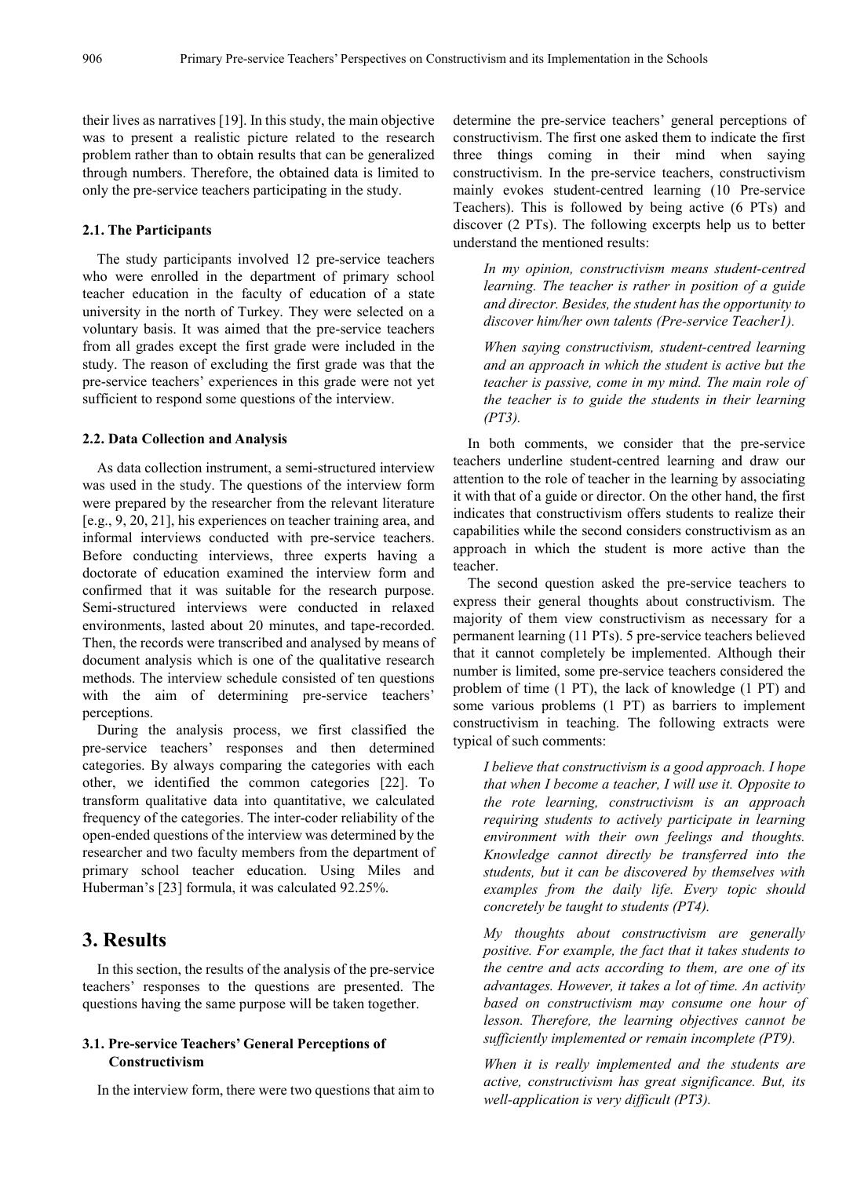their lives as narratives [19]. In this study, the main objective was to present a realistic picture related to the research problem rather than to obtain results that can be generalized through numbers. Therefore, the obtained data is limited to only the pre-service teachers participating in the study.

### 2.1. The Participants

The study participants involved 12 pre-service teachers who were enrolled in the department of primary school teacher education in the faculty of education of a state university in the north of Turkey. They were selected on a voluntary basis. It was aimed that the pre-service teachers from all grades except the first grade were included in the study. The reason of excluding the first grade was that the pre-service teachers' experiences in this grade were not yet sufficient to respond some questions of the interview.

### 2.2. Data Collection and Analysis

As data collection instrument, a semi-structured interview was used in the study. The questions of the interview form were prepared by the researcher from the relevant literature [e.g., 9, 20, 21], his experiences on teacher training area, and informal interviews conducted with pre-service teachers. Before conducting interviews, three experts having a doctorate of education examined the interview form and confirmed that it was suitable for the research purpose. Semi-structured interviews were conducted in relaxed environments, lasted about 20 minutes, and tape-recorded. Then, the records were transcribed and analysed by means of document analysis which is one of the qualitative research methods. The interview schedule consisted of ten questions with the aim of determining pre-service teachers' perceptions.

During the analysis process, we first classified the pre-service teachers' responses and then determined categories. By always comparing the categories with each other, we identified the common categories [22]. To transform qualitative data into quantitative, we calculated frequency of the categories. The inter-coder reliability of the open-ended questions of the interview was determined by the researcher and two faculty members from the department of primary school teacher education. Using Miles and Huberman's [23] formula, it was calculated 92.25%.

# 3. Results

In this section, the results of the analysis of the pre-service teachers' responses to the questions are presented. The questions having the same purpose will be taken together.

### 3.1. Pre-service Teachers' General Perceptions of Constructivism

In the interview form, there were two questions that aim to determine the pre-service teachers' general perceptions of constructivism. The first one asked them to indicate the first three things coming in their mind when saying constructivism. In the pre-service teachers, constructivism mainly evokes student-centred learning (10 Pre-service Teachers). This is followed by being active (6 PTs) and discover (2 PTs). The following excerpts help us to better understand the mentioned results:

> *In my opinion, constructivism means student-centred learning. The teacher is rather in position of a guide and director. Besides, the student has the opportunity to discover him/her own talents (Pre-service Teacher1).*

> *When saying constructivism, student-centred learning and an approach in which the student is active but the teacher is passive, come in my mind. The main role of the teacher is to guide the students in their learning (PT3).*

In both comments, we consider that the pre-service teachers underline student-centred learning and draw our attention to the role of teacher in the learning by associating it with that of a guide or director. On the other hand, the first indicates that constructivism offers students to realize their capabilities while the second considers constructivism as an approach in which the student is more active than the teacher.

The second question asked the pre-service teachers to express their general thoughts about constructivism. The majority of them view constructivism as necessary for a permanent learning (11 PTs). 5 pre-service teachers believed that it cannot completely be implemented. Although their number is limited, some pre-service teachers considered the problem of time (1 PT), the lack of knowledge (1 PT) and some various problems (1 PT) as barriers to implement constructivism in teaching. The following extracts were typical of such comments:

> *I believe that constructivism is a good approach. I hope that when I become a teacher, I will use it. Opposite to the rote learning, constructivism is an approach requiring students to actively participate in learning environment with their own feelings and thoughts. Knowledge cannot directly be transferred into the students, but it can be discovered by themselves with examples from the daily life. Every topic should concretely be taught to students (PT4).*

> *My thoughts about constructivism are generally positive. For example, the fact that it takes students to the centre and acts according to them, are one of its advantages. However, it takes a lot of time. An activity based on constructivism may consume one hour of lesson. Therefore, the learning objectives cannot be sufficiently implemented or remain incomplete (PT9).*

> *When it is really implemented and the students are active, constructivism has great significance. But, its well-application is very difficult (PT3).*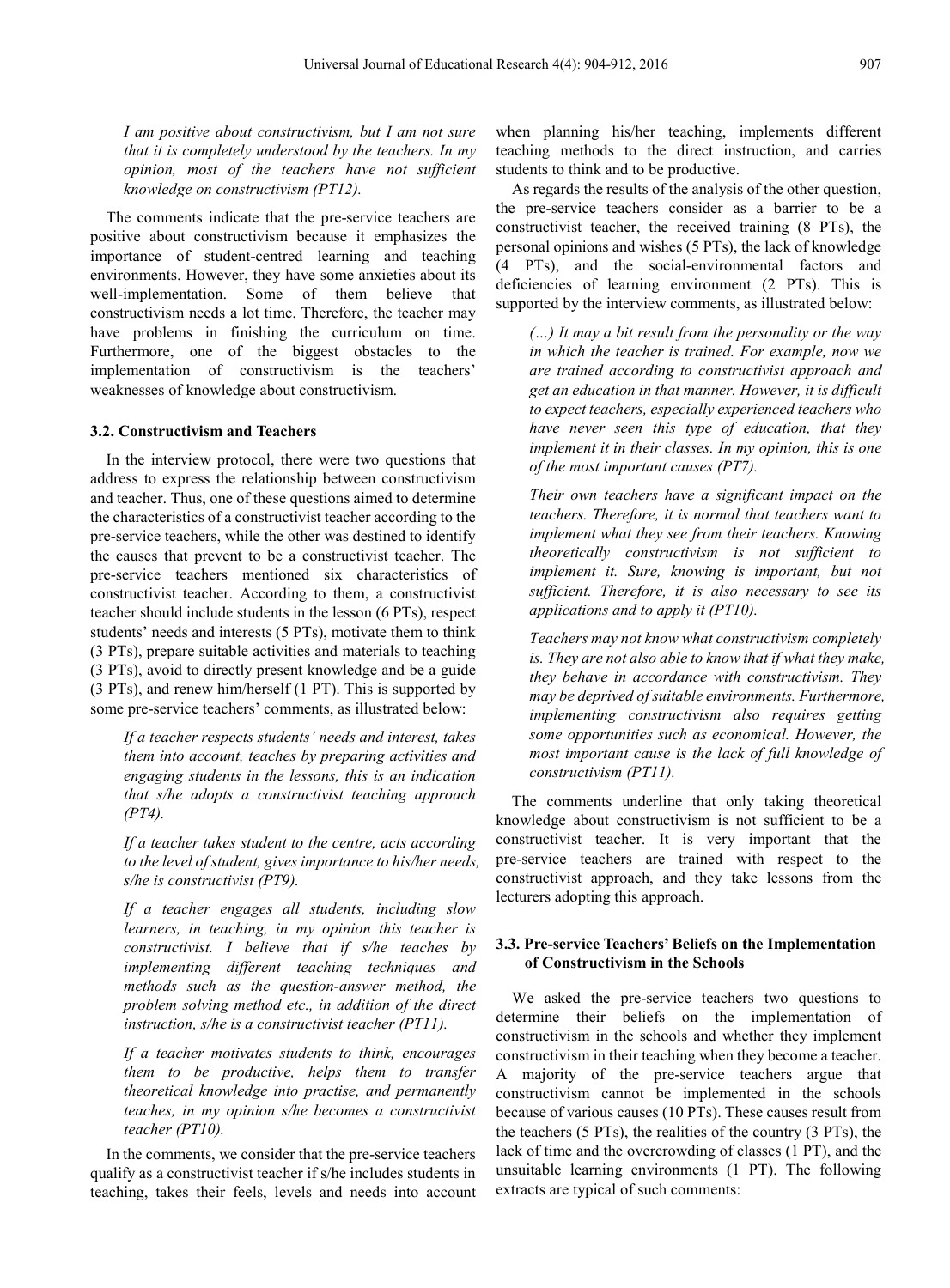*I am positive about constructivism, but I am not sure that it is completely understood by the teachers. In my opinion, most of the teachers have not sufficient knowledge on constructivism (PT12).*

The comments indicate that the pre-service teachers are positive about constructivism because it emphasizes the importance of student-centred learning and teaching environments. However, they have some anxieties about its well-implementation. Some of them believe that constructivism needs a lot time. Therefore, the teacher may have problems in finishing the curriculum on time. Furthermore, one of the biggest obstacles to the implementation of constructivism is the teachers' weaknesses of knowledge about constructivism.

### 3.2. Constructivism and Teachers

In the interview protocol, there were two questions that address to express the relationship between constructivism and teacher. Thus, one of these questions aimed to determine the characteristics of a constructivist teacher according to the pre-service teachers, while the other was destined to identify the causes that prevent to be a constructivist teacher. The pre-service teachers mentioned six characteristics of constructivist teacher. According to them, a constructivist teacher should include students in the lesson (6 PTs), respect students' needs and interests (5 PTs), motivate them to think (3 PTs), prepare suitable activities and materials to teaching (3 PTs), avoid to directly present knowledge and be a guide (3 PTs), and renew him/herself (1 PT). This is supported by some pre-service teachers' comments, as illustrated below:

*If a teacher respects students' needs and interest, takes them into account, teaches by preparing activities and engaging students in the lessons, this is an indication that s/he adopts a constructivist teaching approach (PT4).*

*If a teacher takes student to the centre, acts according to the level of student, gives importance to his/her needs, s/he is constructivist (PT9).*

*If a teacher engages all students, including slow learners, in teaching, in my opinion this teacher is constructivist. I believe that if s/he teaches by implementing different teaching techniques and methods such as the question-answer method, the problem solving method etc., in addition of the direct instruction, s/he is a constructivist teacher (PT11).*

*If a teacher motivates students to think, encourages them to be productive, helps them to transfer theoretical knowledge into practise, and permanently teaches, in my opinion s/he becomes a constructivist teacher (PT10).*

In the comments, we consider that the pre-service teachers qualify as a constructivist teacher if s/he includes students in teaching, takes their feels, levels and needs into account when planning his/her teaching, implements different teaching methods to the direct instruction, and carries students to think and to be productive.

As regards the results of the analysis of the other question, the pre-service teachers consider as a barrier to be a constructivist teacher, the received training (8 PTs), the personal opinions and wishes (5 PTs), the lack of knowledge (4 PTs), and the social-environmental factors and deficiencies of learning environment (2 PTs). This is supported by the interview comments, as illustrated below:

*(…) It may a bit result from the personality or the way in which the teacher is trained. For example, now we are trained according to constructivist approach and get an education in that manner. However, it is difficult to expect teachers, especially experienced teachers who have never seen this type of education, that they implement it in their classes. In my opinion, this is one of the most important causes (PT7).*

*Their own teachers have a significant impact on the teachers. Therefore, it is normal that teachers want to implement what they see from their teachers. Knowing theoretically constructivism is not sufficient to implement it. Sure, knowing is important, but not sufficient. Therefore, it is also necessary to see its applications and to apply it (PT10).*

*Teachers may not know what constructivism completely is. They are not also able to know that if what they make, they behave in accordance with constructivism. They may be deprived of suitable environments. Furthermore, implementing constructivism also requires getting some opportunities such as economical. However, the most important cause is the lack of full knowledge of constructivism (PT11).*

The comments underline that only taking theoretical knowledge about constructivism is not sufficient to be a constructivist teacher. It is very important that the pre-service teachers are trained with respect to the constructivist approach, and they take lessons from the lecturers adopting this approach.

### 3.3. Pre-service Teachers' Beliefs on the Implementation of Constructivism in the Schools

We asked the pre-service teachers two questions to determine their beliefs on the implementation of constructivism in the schools and whether they implement constructivism in their teaching when they become a teacher. A majority of the pre-service teachers argue that constructivism cannot be implemented in the schools because of various causes (10 PTs). These causes result from the teachers (5 PTs), the realities of the country (3 PTs), the lack of time and the overcrowding of classes (1 PT), and the unsuitable learning environments (1 PT). The following extracts are typical of such comments: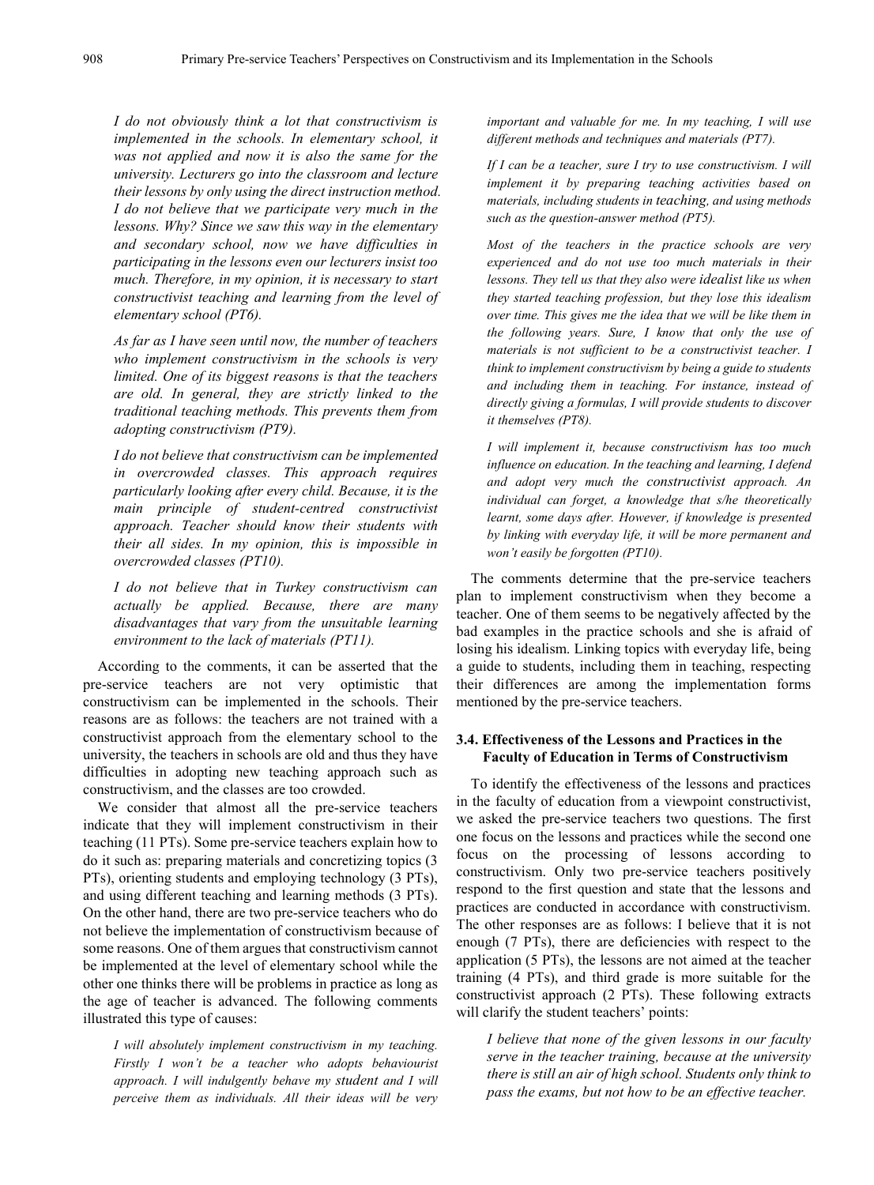*I do not obviously think a lot that constructivism is implemented in the schools. In elementary school, it was not applied and now it is also the same for the university. Lecturers go into the classroom and lecture their lessons by only using the direct instruction method. I do not believe that we participate very much in the lessons. Why? Since we saw this way in the elementary and secondary school, now we have difficulties in participating in the lessons even our lecturers insist too much. Therefore, in my opinion, it is necessary to start constructivist teaching and learning from the level of elementary school (PT6).*

*As far as I have seen until now, the number of teachers who implement constructivism in the schools is very limited. One of its biggest reasons is that the teachers are old. In general, they are strictly linked to the traditional teaching methods. This prevents them from adopting constructivism (PT9).*

*I do not believe that constructivism can be implemented in overcrowded classes. This approach requires particularly looking after every child. Because, it is the main principle of student-centred constructivist approach. Teacher should know their students with their all sides. In my opinion, this is impossible in overcrowded classes (PT10).*

*I do not believe that in Turkey constructivism can actually be applied. Because, there are many disadvantages that vary from the unsuitable learning environment to the lack of materials (PT11).*

According to the comments, it can be asserted that the pre-service teachers are not very optimistic that constructivism can be implemented in the schools. Their reasons are as follows: the teachers are not trained with a constructivist approach from the elementary school to the university, the teachers in schools are old and thus they have difficulties in adopting new teaching approach such as constructivism, and the classes are too crowded.

We consider that almost all the pre-service teachers indicate that they will implement constructivism in their teaching (11 PTs). Some pre-service teachers explain how to do it such as: preparing materials and concretizing topics (3 PTs), orienting students and employing technology (3 PTs), and using different teaching and learning methods (3 PTs). On the other hand, there are two pre-service teachers who do not believe the implementation of constructivism because of some reasons. One of them argues that constructivism cannot be implemented at the level of elementary school while the other one thinks there will be problems in practice as long as the age of teacher is advanced. The following comments illustrated this type of causes:

*I will absolutely implement constructivism in my teaching. Firstly I won't be a teacher who adopts behaviourist approach. I will indulgently behave my student and I will perceive them as individuals. All their ideas will be very important and valuable for me. In my teaching, I will use different methods and techniques and materials (PT7).*

*If I can be a teacher, sure I try to use constructivism. I will implement it by preparing teaching activities based on materials, including students in teaching, and using methods such as the question-answer method (PT5).*

*Most of the teachers in the practice schools are very experienced and do not use too much materials in their lessons. They tell us that they also were idealist like us when they started teaching profession, but they lose this idealism over time. This gives me the idea that we will be like them in the following years. Sure, I know that only the use of materials is not sufficient to be a constructivist teacher. I think to implement constructivism by being a guide to students and including them in teaching. For instance, instead of directly giving a formulas, I will provide students to discover it themselves (PT8).*

*I will implement it, because constructivism has too much influence on education. In the teaching and learning, I defend and adopt very much the constructivist approach. An individual can forget, a knowledge that s/he theoretically learnt, some days after. However, if knowledge is presented by linking with everyday life, it will be more permanent and won't easily be forgotten (PT10).*

The comments determine that the pre-service teachers plan to implement constructivism when they become a teacher. One of them seems to be negatively affected by the bad examples in the practice schools and she is afraid of losing his idealism. Linking topics with everyday life, being a guide to students, including them in teaching, respecting their differences are among the implementation forms mentioned by the pre-service teachers.

### 3.4. Effectiveness of the Lessons and Practices in the Faculty of Education in Terms of Constructivism

To identify the effectiveness of the lessons and practices in the faculty of education from a viewpoint constructivist, we asked the pre-service teachers two questions. The first one focus on the lessons and practices while the second one focus on the processing of lessons according to constructivism. Only two pre-service teachers positively respond to the first question and state that the lessons and practices are conducted in accordance with constructivism. The other responses are as follows: I believe that it is not enough (7 PTs), there are deficiencies with respect to the application (5 PTs), the lessons are not aimed at the teacher training (4 PTs), and third grade is more suitable for the constructivist approach (2 PTs). These following extracts will clarify the student teachers' points:

*I believe that none of the given lessons in our faculty serve in the teacher training, because at the university there is still an air of high school. Students only think to pass the exams, but not how to be an effective teacher.*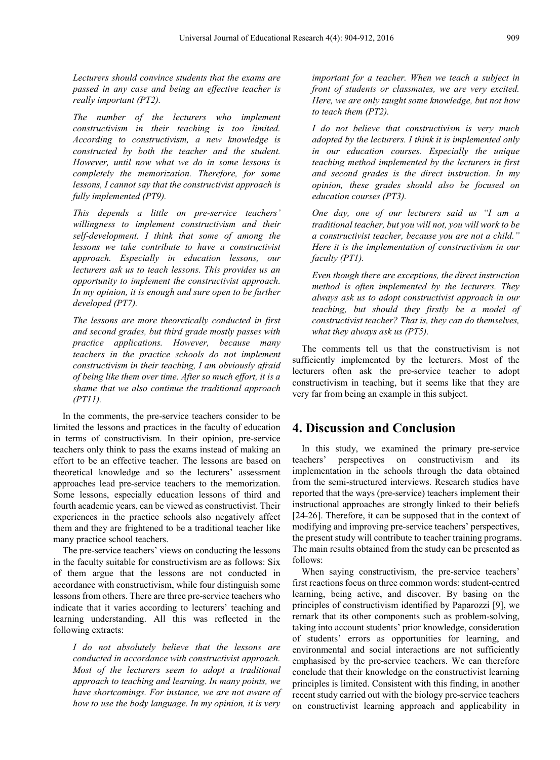*Lecturers should convince students that the exams are passed in any case and being an effective teacher is really important (PT2).*

*The number of the lecturers who implement constructivism in their teaching is too limited. According to constructivism, a new knowledge is constructed by both the teacher and the student. However, until now what we do in some lessons is completely the memorization. Therefore, for some lessons, I cannot say that the constructivist approach is fully implemented (PT9).*

*This depends a little on pre-service teachers' willingness to implement constructivism and their self-development. I think that some of among the lessons we take contribute to have a constructivist approach. Especially in education lessons, our lecturers ask us to teach lessons. This provides us an opportunity to implement the constructivist approach. In my opinion, it is enough and sure open to be further developed (PT7).*

*The lessons are more theoretically conducted in first and second grades, but third grade mostly passes with practice applications. However, because many teachers in the practice schools do not implement constructivism in their teaching, I am obviously afraid of being like them over time. After so much effort, it is a shame that we also continue the traditional approach (PT11).*

In the comments, the pre-service teachers consider to be limited the lessons and practices in the faculty of education in terms of constructivism. In their opinion, pre-service teachers only think to pass the exams instead of making an effort to be an effective teacher. The lessons are based on theoretical knowledge and so the lecturers' assessment approaches lead pre-service teachers to the memorization. Some lessons, especially education lessons of third and fourth academic years, can be viewed as constructivist. Their experiences in the practice schools also negatively affect them and they are frightened to be a traditional teacher like many practice school teachers.

The pre-service teachers' views on conducting the lessons in the faculty suitable for constructivism are as follows: Six of them argue that the lessons are not conducted in accordance with constructivism, while four distinguish some lessons from others. There are three pre-service teachers who indicate that it varies according to lecturers' teaching and learning understanding. All this was reflected in the following extracts:

*I do not absolutely believe that the lessons are conducted in accordance with constructivist approach. Most of the lecturers seem to adopt a traditional approach to teaching and learning. In many points, we have shortcomings. For instance, we are not aware of how to use the body language. In my opinion, it is very important for a teacher. When we teach a subject in front of students or classmates, we are very excited. Here, we are only taught some knowledge, but not how to teach them (PT2).*

*I do not believe that constructivism is very much adopted by the lecturers. I think it is implemented only in our education courses. Especially the unique teaching method implemented by the lecturers in first and second grades is the direct instruction. In my opinion, these grades should also be focused on education courses (PT3).*

*One day, one of our lecturers said us "I am a traditional teacher, but you will not, you will work to be a constructivist teacher, because you are not a child." Here it is the implementation of constructivism in our faculty (PT1).*

*Even though there are exceptions, the direct instruction method is often implemented by the lecturers. They always ask us to adopt constructivist approach in our teaching, but should they firstly be a model of constructivist teacher? That is, they can do themselves, what they always ask us (PT5).*

The comments tell us that the constructivism is not sufficiently implemented by the lecturers. Most of the lecturers often ask the pre-service teacher to adopt constructivism in teaching, but it seems like that they are very far from being an example in this subject.

# 4. Discussion and Conclusion

In this study, we examined the primary pre-service teachers' perspectives on constructivism and its implementation in the schools through the data obtained from the semi-structured interviews. Research studies have reported that the ways (pre-service) teachers implement their instructional approaches are strongly linked to their beliefs [24-26]. Therefore, it can be supposed that in the context of modifying and improving pre-service teachers' perspectives, the present study will contribute to teacher training programs. The main results obtained from the study can be presented as follows:

When saying constructivism, the pre-service teachers' first reactions focus on three common words: student-centred learning, being active, and discover. By basing on the principles of constructivism identified by Paparozzi [9], we remark that its other components such as problem-solving, taking into account students' prior knowledge, consideration of students' errors as opportunities for learning, and environmental and social interactions are not sufficiently emphasised by the pre-service teachers. We can therefore conclude that their knowledge on the constructivist learning principles is limited. Consistent with this finding, in another recent study carried out with the biology pre-service teachers on constructivist learning approach and applicability in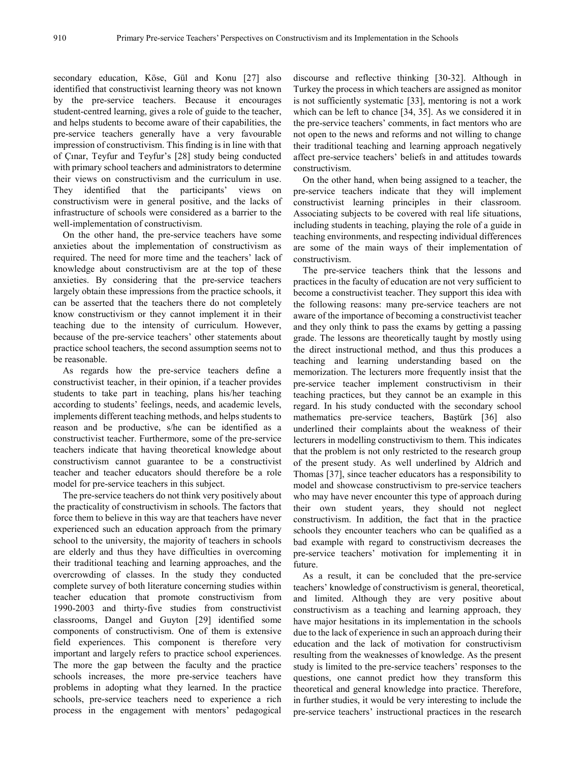secondary education, Köse, Gül and Konu [27] also identified that constructivist learning theory was not known by the pre-service teachers. Because it encourages student-centred learning, gives a role of guide to the teacher, and helps students to become aware of their capabilities, the pre-service teachers generally have a very favourable impression of constructivism. This finding is in line with that of Çınar, Teyfur and Teyfur's [28] study being conducted with primary school teachers and administrators to determine their views on constructivism and the curriculum in use. They identified that the participants' views on constructivism were in general positive, and the lacks of infrastructure of schools were considered as a barrier to the well-implementation of constructivism.

On the other hand, the pre-service teachers have some anxieties about the implementation of constructivism as required. The need for more time and the teachers' lack of knowledge about constructivism are at the top of these anxieties. By considering that the pre-service teachers largely obtain these impressions from the practice schools, it can be asserted that the teachers there do not completely know constructivism or they cannot implement it in their teaching due to the intensity of curriculum. However, because of the pre-service teachers' other statements about practice school teachers, the second assumption seems not to be reasonable.

As regards how the pre-service teachers define a constructivist teacher, in their opinion, if a teacher provides students to take part in teaching, plans his/her teaching according to students' feelings, needs, and academic levels, implements different teaching methods, and helps students to reason and be productive, s/he can be identified as a constructivist teacher. Furthermore, some of the pre-service teachers indicate that having theoretical knowledge about constructivism cannot guarantee to be a constructivist teacher and teacher educators should therefore be a role model for pre-service teachers in this subject.

The pre-service teachers do not think very positively about the practicality of constructivism in schools. The factors that force them to believe in this way are that teachers have never experienced such an education approach from the primary school to the university, the majority of teachers in schools are elderly and thus they have difficulties in overcoming their traditional teaching and learning approaches, and the overcrowding of classes. In the study they conducted complete survey of both literature concerning studies within teacher education that promote constructivism from 1990-2003 and thirty-five studies from constructivist classrooms, Dangel and Guyton [29] identified some components of constructivism. One of them is extensive field experiences. This component is therefore very important and largely refers to practice school experiences. The more the gap between the faculty and the practice schools increases, the more pre-service teachers have problems in adopting what they learned. In the practice schools, pre-service teachers need to experience a rich process in the engagement with mentors' pedagogical discourse and reflective thinking [30-32]. Although in Turkey the process in which teachers are assigned as monitor is not sufficiently systematic [33], mentoring is not a work which can be left to chance [34, 35]. As we considered it in the pre-service teachers' comments, in fact mentors who are not open to the news and reforms and not willing to change their traditional teaching and learning approach negatively affect pre-service teachers' beliefs in and attitudes towards constructivism.

On the other hand, when being assigned to a teacher, the pre-service teachers indicate that they will implement constructivist learning principles in their classroom. Associating subjects to be covered with real life situations, including students in teaching, playing the role of a guide in teaching environments, and respecting individual differences are some of the main ways of their implementation of constructivism.

The pre-service teachers think that the lessons and practices in the faculty of education are not very sufficient to become a constructivist teacher. They support this idea with the following reasons: many pre-service teachers are not aware of the importance of becoming a constructivist teacher and they only think to pass the exams by getting a passing grade. The lessons are theoretically taught by mostly using the direct instructional method, and thus this produces a teaching and learning understanding based on the memorization. The lecturers more frequently insist that the pre-service teacher implement constructivism in their teaching practices, but they cannot be an example in this regard. In his study conducted with the secondary school mathematics pre-service teachers, Baştürk [36] also underlined their complaints about the weakness of their lecturers in modelling constructivism to them. This indicates that the problem is not only restricted to the research group of the present study. As well underlined by Aldrich and Thomas [37], since teacher educators has a responsibility to model and showcase constructivism to pre-service teachers who may have never encounter this type of approach during their own student years, they should not neglect constructivism. In addition, the fact that in the practice schools they encounter teachers who can be qualified as a bad example with regard to constructivism decreases the pre-service teachers' motivation for implementing it in future.

As a result, it can be concluded that the pre-service teachers' knowledge of constructivism is general, theoretical, and limited. Although they are very positive about constructivism as a teaching and learning approach, they have major hesitations in its implementation in the schools due to the lack of experience in such an approach during their education and the lack of motivation for constructivism resulting from the weaknesses of knowledge. As the present study is limited to the pre-service teachers' responses to the questions, one cannot predict how they transform this theoretical and general knowledge into practice. Therefore, in further studies, it would be very interesting to include the pre-service teachers' instructional practices in the research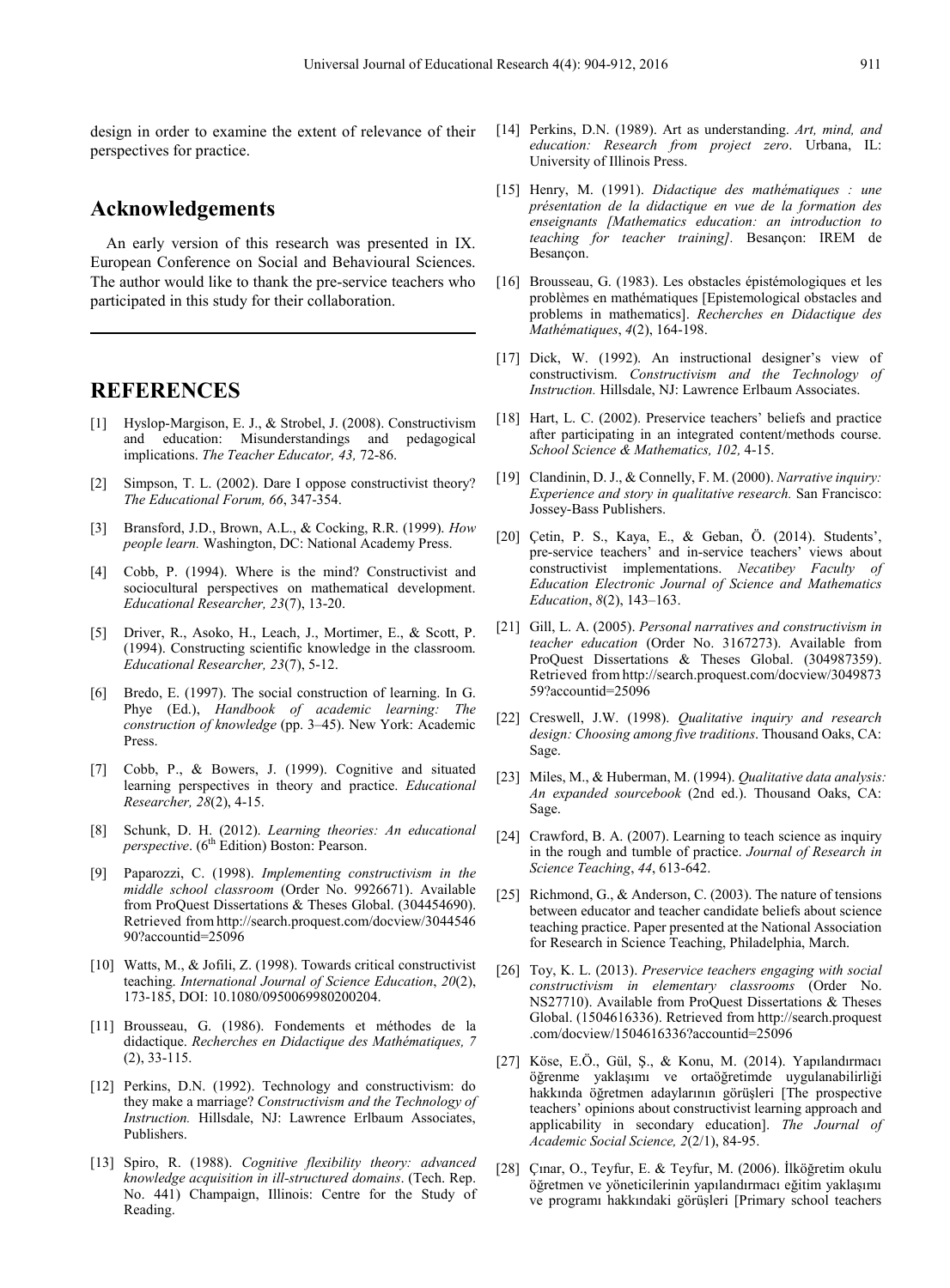design in order to examine the extent of relevance of their perspectives for practice.

## Acknowledgements

An early version of this research was presented in IX. European Conference on Social and Behavioural Sciences. The author would like to thank the pre-service teachers who participated in this study for their collaboration.

## REFERENCES

[1] Hyslop-Margison, E. J., & Strobel, J. (2008). Constructivism and education: Misunderstandings and pedagogical implications. *The Teacher Educator, 43,* 72-86.

[2] Simpson, T. L. (2002). Dare I oppose constructivist theory? *The Educational Forum, 66*, 347-354.

[3] Bransford, J.D., Brown, A.L., & Cocking, R.R. (1999). *How people learn.* Washington, DC: National Academy Press.

[4] Cobb, P. (1994). Where is the mind? Constructivist and sociocultural perspectives on mathematical development. *Educational Researcher, 23*(7), 13-20.

[5] Driver, R., Asoko, H., Leach, J., Mortimer, E., & Scott, P. (1994). Constructing scientific knowledge in the classroom. *Educational Researcher, 23*(7), 5-12.

[6] Bredo, E. (1997). The social construction of learning. In G. Phye (Ed.), *Handbook of academic learning: The construction of knowledge* (pp. 3–45). New York: Academic Press.

[7] Cobb, P., & Bowers, J. (1999). Cognitive and situated learning perspectives in theory and practice. *Educational Researcher, 28*(2), 4-15.

[8] Schunk, D. H. (2012). *Learning theories: An educational perspective*. (6th Edition) Boston: Pearson.

[9] Paparozzi, C. (1998). *Implementing constructivism in the middle school classroom* (Order No. 9926671). Available from ProQuest Dissertations & Theses Global. (304454690). Retrieved from http://search.proquest.com/docview/304454690?accountid=25096

[10] Watts, M., & Jofili, Z. (1998). Towards critical constructivist teaching. *International Journal of Science Education*, *20*(2), 173-185, DOI: 10.1080/0950069980200204.

[11] Brousseau, G. (1986). Fondements et méthodes de la didactique. *Recherches en Didactique des Mathématiques, 7* (2), 33-115.

[12] Perkins, D.N. (1992). Technology and constructivism: do they make a marriage? *Constructivism and the Technology of Instruction.* Hillsdale, NJ: Lawrence Erlbaum Associates, Publishers.

[13] Spiro, R. (1988). *Cognitive flexibility theory: advanced knowledge acquisition in ill-structured domains*. (Tech. Rep. No. 441) Champaign, Illinois: Centre for the Study of Reading.

[14] Perkins, D.N. (1989). Art as understanding. *Art, mind, and education: Research from project zero*. Urbana, IL: University of Illinois Press.

[15] Henry, M. (1991). *Didactique des mathématiques : une présentation de la didactique en vue de la formation des enseignants [Mathematics education: an introduction to teaching for teacher training].* Besançon: IREM de Besançon.

[16] Brousseau, G. (1983). Les obstacles épistémologiques et les problèmes en mathématiques [Epistemological obstacles and problems in mathematics]. *Recherches en Didactique des Mathématiques*, *4*(2), 164-198.

[17] Dick, W. (1992). An instructional designer's view of constructivism. *Constructivism and the Technology of Instruction.* Hillsdale, NJ: Lawrence Erlbaum Associates.

[18] Hart, L. C. (2002). Preservice teachers' beliefs and practice after participating in an integrated content/methods course. *School Science & Mathematics, 102,* 4-15.

[19] Clandinin, D. J., & Connelly, F. M. (2000). *Narrative inquiry: Experience and story in qualitative research.* San Francisco: Jossey-Bass Publishers.

[20] Çetin, P. S., Kaya, E., & Geban, Ö. (2014). Students', pre-service teachers' and in-service teachers' views about constructivist implementations. *Necatibey Faculty of Education Electronic Journal of Science and Mathematics Education*, *8*(2), 143–163.

[21] Gill, L. A. (2005). *Personal narratives and constructivism in teacher education* (Order No. 3167273). Available from ProQuest Dissertations & Theses Global. (304987359). Retrieved from http://search.proquest.com/docview/304987359?accountid=25096

[22] Creswell, J.W. (1998). *Qualitative inquiry and research design: Choosing among five traditions*. Thousand Oaks, CA: Sage.

[23] Miles, M., & Huberman, M. (1994). *Qualitative data analysis: An expanded sourcebook* (2nd ed.). Thousand Oaks, CA: Sage.

[24] Crawford, B. A. (2007). Learning to teach science as inquiry in the rough and tumble of practice. *Journal of Research in Science Teaching*, *44*, 613-642.

[25] Richmond, G., & Anderson, C. (2003). The nature of tensions between educator and teacher candidate beliefs about science teaching practice. Paper presented at the National Association for Research in Science Teaching, Philadelphia, March.

[26] Toy, K. L. (2013). *Preservice teachers engaging with social constructivism in elementary classrooms* (Order No. NS27710). Available from ProQuest Dissertations & Theses Global. (1504616336). Retrieved from http://search.proquest.com/docview/1504616336?accountid=25096

[27] Köse, E.Ö., Gül, Ş., & Konu, M. (2014). Yapılandırmacı öğrenme yaklaşımı ve ortaöğretimde uygulanabilirliği hakkında öğretmen adaylarının görüşleri [The prospective teachers' opinions about constructivist learning approach and applicability in secondary education]. *The Journal of Academic Social Science, 2*(2/1), 84-95.

[28] Çınar, O., Teyfur, E. & Teyfur, M. (2006). İlköğretim okulu öğretmen ve yöneticilerinin yapılandırmacı eğitim yaklaşımı ve programı hakkındaki görüşleri [Primary school teachers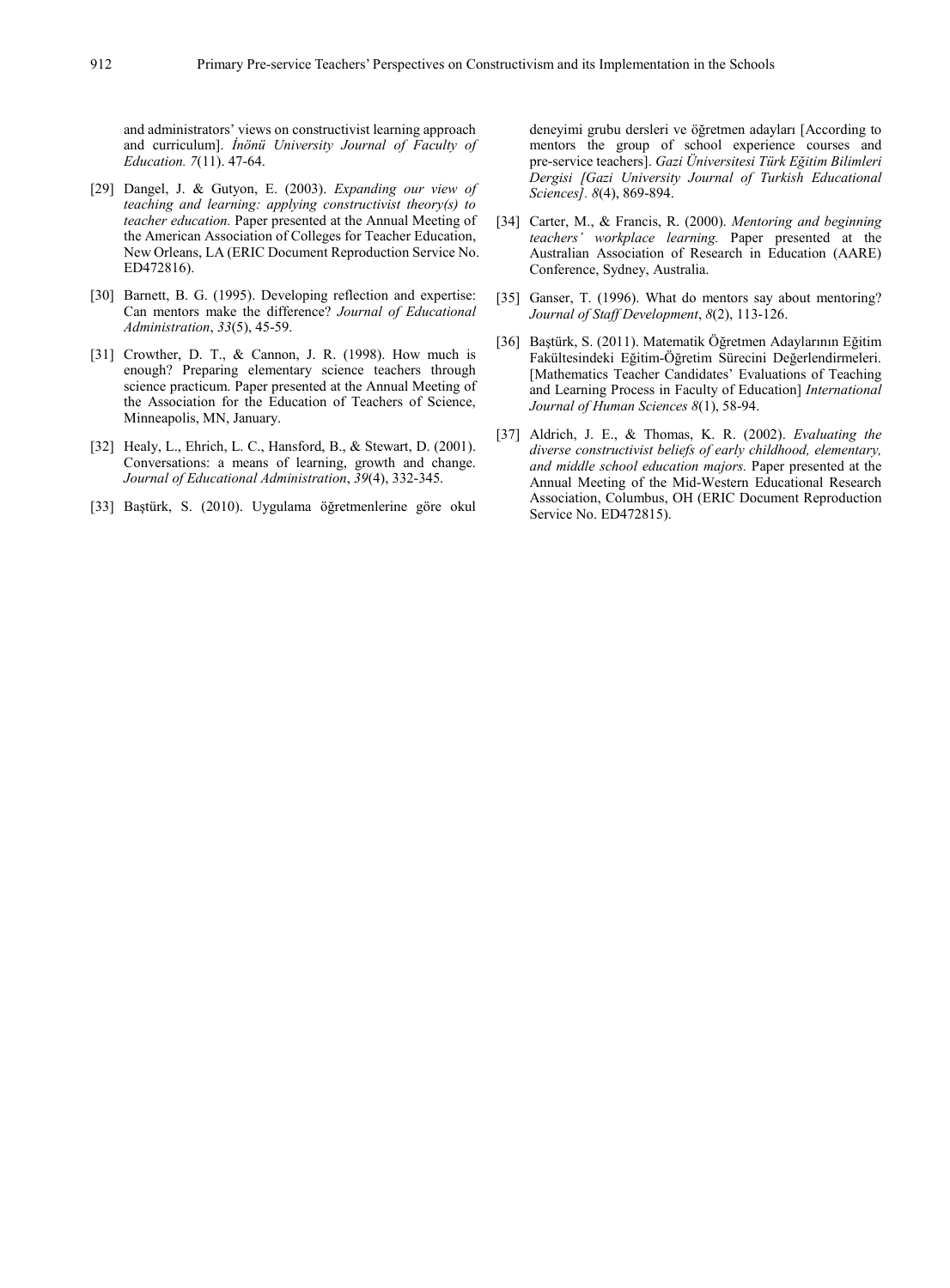and administrators' views on constructivist learning approach and curriculum]. *İnönü University Journal of Faculty of Education. 7*(11). 47-64.

[29] Dangel, J. & Gutyon, E. (2003). *Expanding our view of teaching and learning: applying constructivist theory(s) to teacher education.* Paper presented at the Annual Meeting of the American Association of Colleges for Teacher Education, New Orleans, LA (ERIC Document Reproduction Service No. ED472816).

[30] Barnett, B. G. (1995). Developing reflection and expertise: Can mentors make the difference? *Journal of Educational Administration*, *33*(5), 45-59.

[31] Crowther, D. T., & Cannon, J. R. (1998). How much is enough? Preparing elementary science teachers through science practicum. Paper presented at the Annual Meeting of the Association for the Education of Teachers of Science, Minneapolis, MN, January.

[32] Healy, L., Ehrich, L. C., Hansford, B., & Stewart, D. (2001). Conversations: a means of learning, growth and change. *Journal of Educational Administration*, *39*(4), 332-345.

[33] Baştürk, S. (2010). Uygulama öğretmenlerine göre okul deneyimi grubu dersleri ve öğretmen adayları [According to mentors the group of school experience courses and pre-service teachers]. *Gazi Üniversitesi Türk Eğitim Bilimleri Dergisi [Gazi University Journal of Turkish Educational Sciences]. 8*(4), 869-894.

[34] Carter, M., & Francis, R. (2000). *Mentoring and beginning teachers' workplace learning.* Paper presented at the Australian Association of Research in Education (AARE) Conference, Sydney, Australia.

[35] Ganser, T. (1996). What do mentors say about mentoring? *Journal of Staff Development*, *8*(2), 113-126.

[36] Baştürk, S. (2011). Matematik Öğretmen Adaylarının Eğitim Fakültesindeki Eğitim-Öğretim Sürecini Değerlendirmeleri. [Mathematics Teacher Candidates' Evaluations of Teaching and Learning Process in Faculty of Education] *International Journal of Human Sciences 8*(1), 58-94.

[37] Aldrich, J. E., & Thomas, K. R. (2002). *Evaluating the diverse constructivist beliefs of early childhood, elementary, and middle school education majors.* Paper presented at the Annual Meeting of the Mid-Western Educational Research Association, Columbus, OH (ERIC Document Reproduction Service No. ED472815).